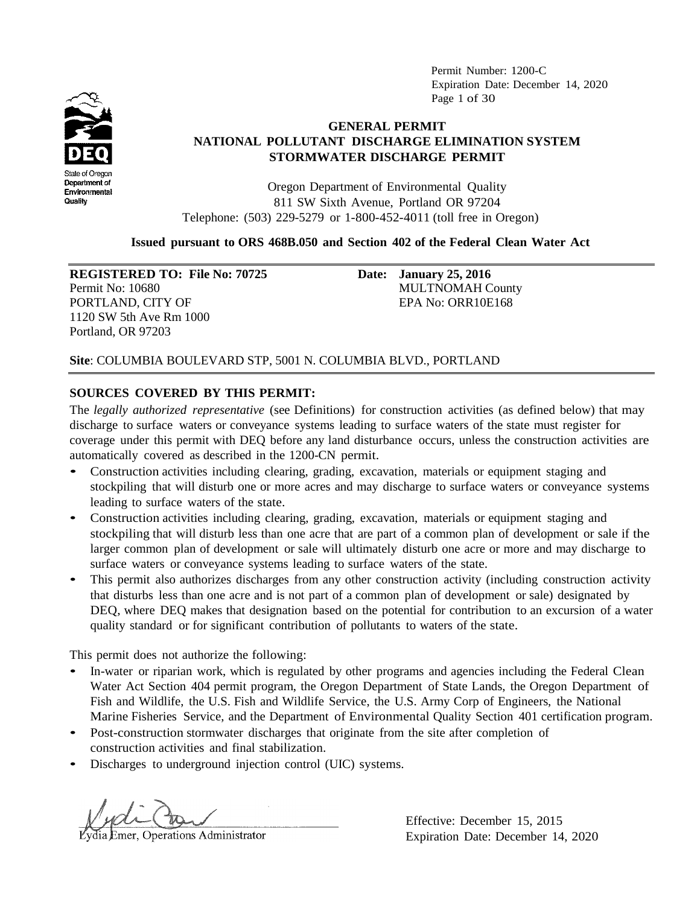Permit Number: 1200-C
Expiration Date: December 14, 2020

State of Oregon
Department of Environmental Quality

## GENERAL PERMIT
## NATIONAL POLLUTANT DISCHARGE ELIMINATION SYSTEM
## STORMWATER DISCHARGE PERMIT

Oregon Department of Environmental Quality
811 SW Sixth Avenue, Portland OR 97204
Telephone: (503) 229-5279 or 1-800-452-4011 (toll free in Oregon)

**Issued pursuant to ORS 468B.050 and Section 402 of the Federal Clean Water Act**

---

**REGISTERED TO: File No: 70725**
Permit No: 10680
PORTLAND, CITY OF
1120 SW 5th Ave Rm 1000
Portland, OR 97203

**Date: January 25, 2016**
MULTNOMAH County
EPA No: ORR10E168

**Site**: COLUMBIA BOULEVARD STP, 5001 N. COLUMBIA BLVD., PORTLAND

---

**SOURCES COVERED BY THIS PERMIT:**

The *legally authorized representative* (see Definitions) for construction activities (as defined below) that may discharge to surface waters or conveyance systems leading to surface waters of the state must register for coverage under this permit with DEQ before any land disturbance occurs, unless the construction activities are automatically covered as described in the 1200-CN permit.

- Construction activities including clearing, grading, excavation, materials or equipment staging and stockpiling that will disturb one or more acres and may discharge to surface waters or conveyance systems leading to surface waters of the state.
- Construction activities including clearing, grading, excavation, materials or equipment staging and stockpiling that will disturb less than one acre that are part of a common plan of development or sale if the larger common plan of development or sale will ultimately disturb one acre or more and may discharge to surface waters or conveyance systems leading to surface waters of the state.
- This permit also authorizes discharges from any other construction activity (including construction activity that disturbs less than one acre and is not part of a common plan of development or sale) designated by DEQ, where DEQ makes that designation based on the potential for contribution to an excursion of a water quality standard or for significant contribution of pollutants to waters of the state.

This permit does not authorize the following:

- In-water or riparian work, which is regulated by other programs and agencies including the Federal Clean Water Act Section 404 permit program, the Oregon Department of State Lands, the Oregon Department of Fish and Wildlife, the U.S. Fish and Wildlife Service, the U.S. Army Corp of Engineers, the National Marine Fisheries Service, and the Department of Environmental Quality Section 401 certification program.
- Post-construction stormwater discharges that originate from the site after completion of construction activities and final stabilization.
- Discharges to underground injection control (UIC) systems.

Lydia Emer, Operations Administrator

Effective: December 15, 2015
Expiration Date: December 14, 2020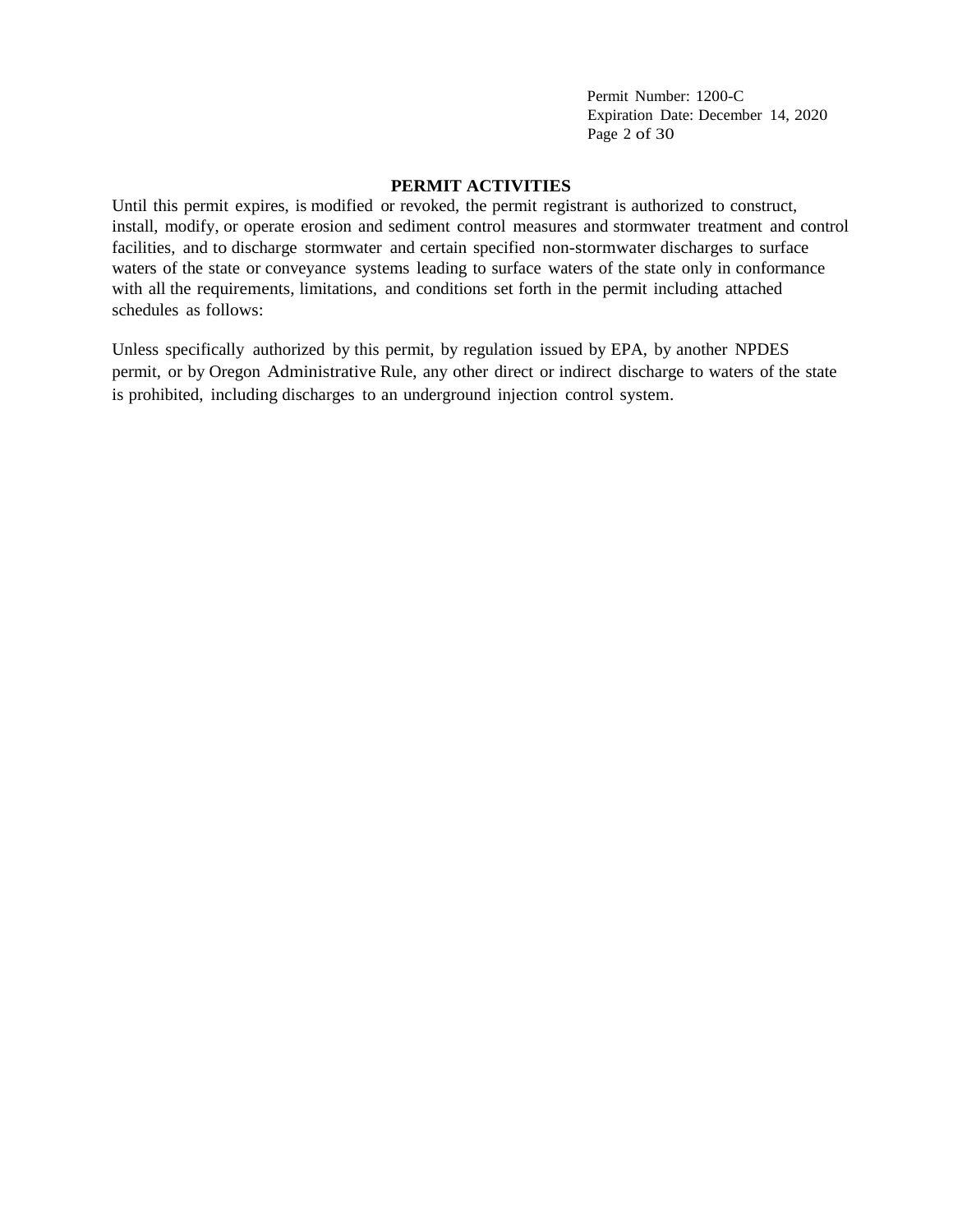## PERMIT ACTIVITIES

Until this permit expires, is modified or revoked, the permit registrant is authorized to construct, install, modify, or operate erosion and sediment control measures and stormwater treatment and control facilities, and to discharge stormwater and certain specified non-stormwater discharges to surface waters of the state or conveyance systems leading to surface waters of the state only in conformance with all the requirements, limitations, and conditions set forth in the permit including attached schedules as follows:

Unless specifically authorized by this permit, by regulation issued by EPA, by another NPDES permit, or by Oregon Administrative Rule, any other direct or indirect discharge to waters of the state is prohibited, including discharges to an underground injection control system.